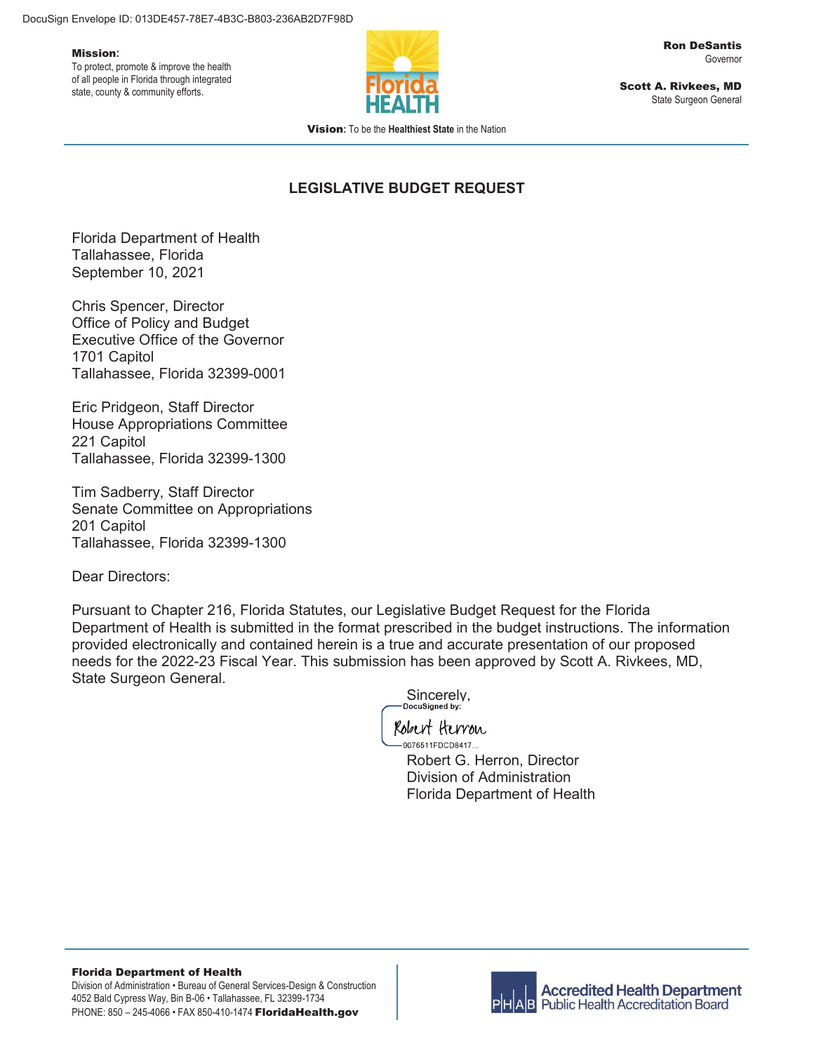DocuSign Envelope ID: 013DE457-78E7-4B3C-B803-236AB2D7F98D

**Mission:**
To protect, promote & improve the health of all people in Florida through integrated state, county & community efforts.

Florida HEALTH

**Ron DeSantis**
Governor

**Scott A. Rivkees, MD**
State Surgeon General

**Vision:** To be the **Healthiest State** in the Nation

## LEGISLATIVE BUDGET REQUEST

Florida Department of Health
Tallahassee, Florida
September 10, 2021

Chris Spencer, Director
Office of Policy and Budget
Executive Office of the Governor
1701 Capitol
Tallahassee, Florida 32399-0001

Eric Pridgeon, Staff Director
House Appropriations Committee
221 Capitol
Tallahassee, Florida 32399-1300

Tim Sadberry, Staff Director
Senate Committee on Appropriations
201 Capitol
Tallahassee, Florida 32399-1300

Dear Directors:

Pursuant to Chapter 216, Florida Statutes, our Legislative Budget Request for the Florida Department of Health is submitted in the format prescribed in the budget instructions. The information provided electronically and contained herein is a true and accurate presentation of our proposed needs for the 2022-23 Fiscal Year. This submission has been approved by Scott A. Rivkees, MD, State Surgeon General.

Sincerely,

DocuSigned by:
Robert Herron
9076511FDCD8417...

Robert G. Herron, Director
Division of Administration
Florida Department of Health

**Florida Department of Health**
Division of Administration • Bureau of General Services-Design & Construction
4052 Bald Cypress Way, Bin B-06 • Tallahassee, FL 32399-1734
PHONE: 850 – 245-4066 • FAX 850-410-1474 **FloridaHealth.gov**

PHAB Accredited Health Department
Public Health Accreditation Board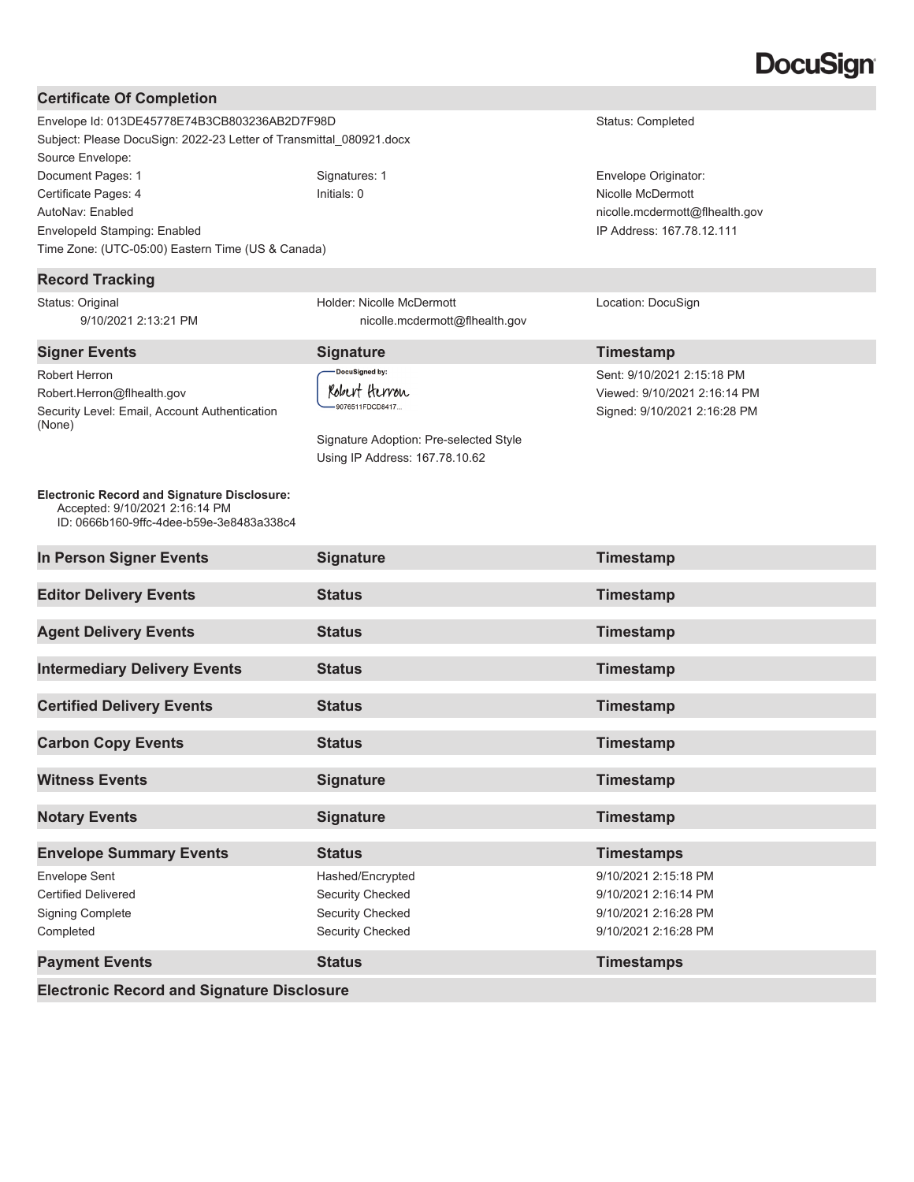DocuSign

## Certificate Of Completion

| | | |
|---|---|---|
| Envelope Id: 013DE45778E74B3CB803236AB2D7F98D | | Status: Completed |
| Subject: Please DocuSign: 2022-23 Letter of Transmittal_080921.docx | | |
| Source Envelope: | | |
| Document Pages: 1 | Signatures: 1 | Envelope Originator: |
| Certificate Pages: 4 | Initials: 0 | Nicolle McDermott |
| AutoNav: Enabled | | nicolle.mcdermott@flhealth.gov |
| EnvelopeId Stamping: Enabled | | IP Address: 167.78.12.111 |
| Time Zone: (UTC-05:00) Eastern Time (US & Canada) | | |

## Record Tracking

| | | |
|---|---|---|
| Status: Original<br>9/10/2021 2:13:21 PM | Holder: Nicollle McDermott<br>nicolle.mcdermott@flhealth.gov | Location: DocuSign |

| Signer Events | Signature | Timestamp |
|---|---|---|
| Robert Herron<br>Robert.Herron@flhealth.gov<br>Security Level: Email, Account Authentication (None) | DocuSigned by:<br>Robert Herron<br>9076511FDCD8417...<br><br>Signature Adoption: Pre-selected Style<br>Using IP Address: 167.78.10.62 | Sent: 9/10/2021 2:15:18 PM<br>Viewed: 9/10/2021 2:16:14 PM<br>Signed: 9/10/2021 2:16:28 PM |

**Electronic Record and Signature Disclosure:**
Accepted: 9/10/2021 2:16:14 PM
ID: 0666b160-9ffc-4dee-b59e-3e8483a338c4

| In Person Signer Events | Signature | Timestamp |
|---|---|---|

| Editor Delivery Events | Status | Timestamp |
|---|---|---|

| Agent Delivery Events | Status | Timestamp |
|---|---|---|

| Intermediary Delivery Events | Status | Timestamp |
|---|---|---|

| Certified Delivery Events | Status | Timestamp |
|---|---|---|

| Carbon Copy Events | Status | Timestamp |
|---|---|---|

| Witness Events | Signature | Timestamp |
|---|---|---|

| Notary Events | Signature | Timestamp |
|---|---|---|

| Envelope Summary Events | Status | Timestamps |
|---|---|---|
| Envelope Sent | Hashed/Encrypted | 9/10/2021 2:15:18 PM |
| Certified Delivered | Security Checked | 9/10/2021 2:16:14 PM |
| Signing Complete | Security Checked | 9/10/2021 2:16:28 PM |
| Completed | Security Checked | 9/10/2021 2:16:28 PM |

| Payment Events | Status | Timestamps |
|---|---|---|

## Electronic Record and Signature Disclosure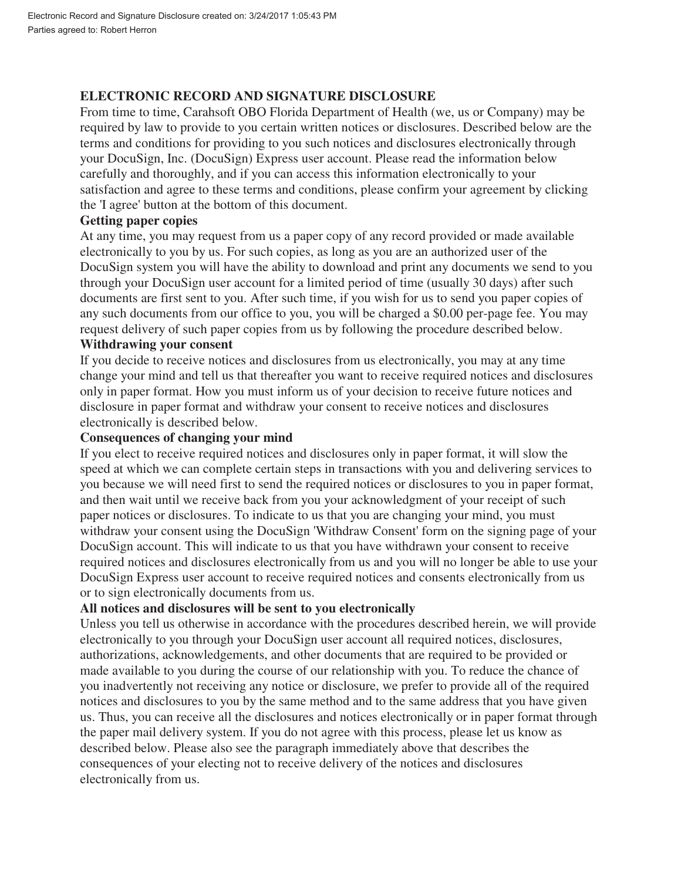Electronic Record and Signature Disclosure created on: 3/24/2017 1:05:43 PM
Parties agreed to: Robert Herron

## ELECTRONIC RECORD AND SIGNATURE DISCLOSURE

From time to time, Carahsoft OBO Florida Department of Health (we, us or Company) may be required by law to provide to you certain written notices or disclosures. Described below are the terms and conditions for providing to you such notices and disclosures electronically through your DocuSign, Inc. (DocuSign) Express user account. Please read the information below carefully and thoroughly, and if you can access this information electronically to your satisfaction and agree to these terms and conditions, please confirm your agreement by clicking the 'I agree' button at the bottom of this document.

### Getting paper copies

At any time, you may request from us a paper copy of any record provided or made available electronically to you by us. For such copies, as long as you are an authorized user of the DocuSign system you will have the ability to download and print any documents we send to you through your DocuSign user account for a limited period of time (usually 30 days) after such documents are first sent to you. After such time, if you wish for us to send you paper copies of any such documents from our office to you, you will be charged a $0.00 per-page fee. You may request delivery of such paper copies from us by following the procedure described below.

### Withdrawing your consent

If you decide to receive notices and disclosures from us electronically, you may at any time change your mind and tell us that thereafter you want to receive required notices and disclosures only in paper format. How you must inform us of your decision to receive future notices and disclosure in paper format and withdraw your consent to receive notices and disclosures electronically is described below.

### Consequences of changing your mind

If you elect to receive required notices and disclosures only in paper format, it will slow the speed at which we can complete certain steps in transactions with you and delivering services to you because we will need first to send the required notices or disclosures to you in paper format, and then wait until we receive back from you your acknowledgment of your receipt of such paper notices or disclosures. To indicate to us that you are changing your mind, you must withdraw your consent using the DocuSign 'Withdraw Consent' form on the signing page of your DocuSign account. This will indicate to us that you have withdrawn your consent to receive required notices and disclosures electronically from us and you will no longer be able to use your DocuSign Express user account to receive required notices and consents electronically from us or to sign electronically documents from us.

### All notices and disclosures will be sent to you electronically

Unless you tell us otherwise in accordance with the procedures described herein, we will provide electronically to you through your DocuSign user account all required notices, disclosures, authorizations, acknowledgements, and other documents that are required to be provided or made available to you during the course of our relationship with you. To reduce the chance of you inadvertently not receiving any notice or disclosure, we prefer to provide all of the required notices and disclosures to you by the same method and to the same address that you have given us. Thus, you can receive all the disclosures and notices electronically or in paper format through the paper mail delivery system. If you do not agree with this process, please let us know as described below. Please also see the paragraph immediately above that describes the consequences of your electing not to receive delivery of the notices and disclosures electronically from us.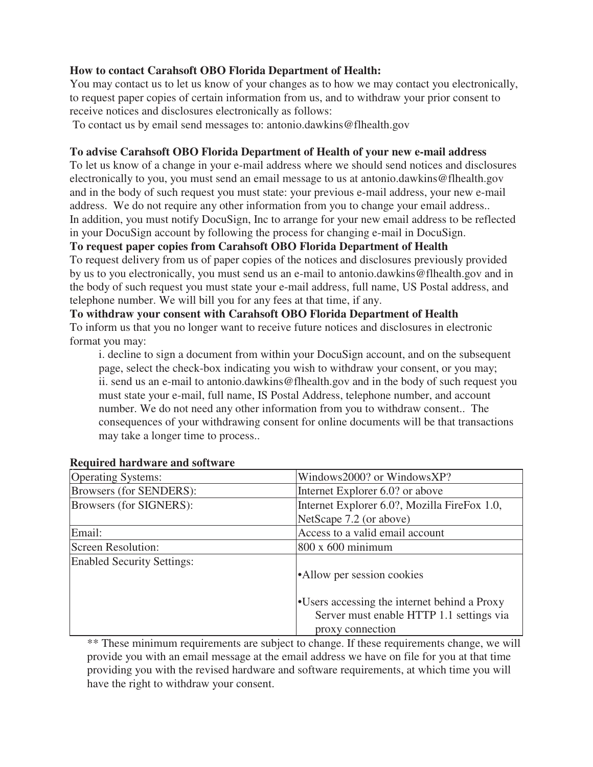**How to contact Carahsoft OBO Florida Department of Health:**

You may contact us to let us know of your changes as to how we may contact you electronically, to request paper copies of certain information from us, and to withdraw your prior consent to receive notices and disclosures electronically as follows:

To contact us by email send messages to: antonio.dawkins@flhealth.gov

**To advise Carahsoft OBO Florida Department of Health of your new e-mail address**

To let us know of a change in your e-mail address where we should send notices and disclosures electronically to you, you must send an email message to us at antonio.dawkins@flhealth.gov and in the body of such request you must state: your previous e-mail address, your new e-mail address. We do not require any other information from you to change your email address.. In addition, you must notify DocuSign, Inc to arrange for your new email address to be reflected in your DocuSign account by following the process for changing e-mail in DocuSign.

**To request paper copies from Carahsoft OBO Florida Department of Health**

To request delivery from us of paper copies of the notices and disclosures previously provided by us to you electronically, you must send us an e-mail to antonio.dawkins@flhealth.gov and in the body of such request you must state your e-mail address, full name, US Postal address, and telephone number. We will bill you for any fees at that time, if any.

**To withdraw your consent with Carahsoft OBO Florida Department of Health**

To inform us that you no longer want to receive future notices and disclosures in electronic format you may:

i. decline to sign a document from within your DocuSign account, and on the subsequent page, select the check-box indicating you wish to withdraw your consent, or you may;
ii. send us an e-mail to antonio.dawkins@flhealth.gov and in the body of such request you must state your e-mail, full name, IS Postal Address, telephone number, and account number. We do not need any other information from you to withdraw consent.. The consequences of your withdrawing consent for online documents will be that transactions may take a longer time to process..

**Required hardware and software**

| | |
|---|---|
| Operating Systems: | Windows2000? or WindowsXP? |
| Browsers (for SENDERS): | Internet Explorer 6.0? or above |
| Browsers (for SIGNERS): | Internet Explorer 6.0?, Mozilla FireFox 1.0, NetScape 7.2 (or above) |
| Email: | Access to a valid email account |
| Screen Resolution: | 800 x 600 minimum |
| Enabled Security Settings: | •Allow per session cookies<br>•Users accessing the internet behind a Proxy Server must enable HTTP 1.1 settings via proxy connection |

** These minimum requirements are subject to change. If these requirements change, we will provide you with an email message at the email address we have on file for you at that time providing you with the revised hardware and software requirements, at which time you will have the right to withdraw your consent.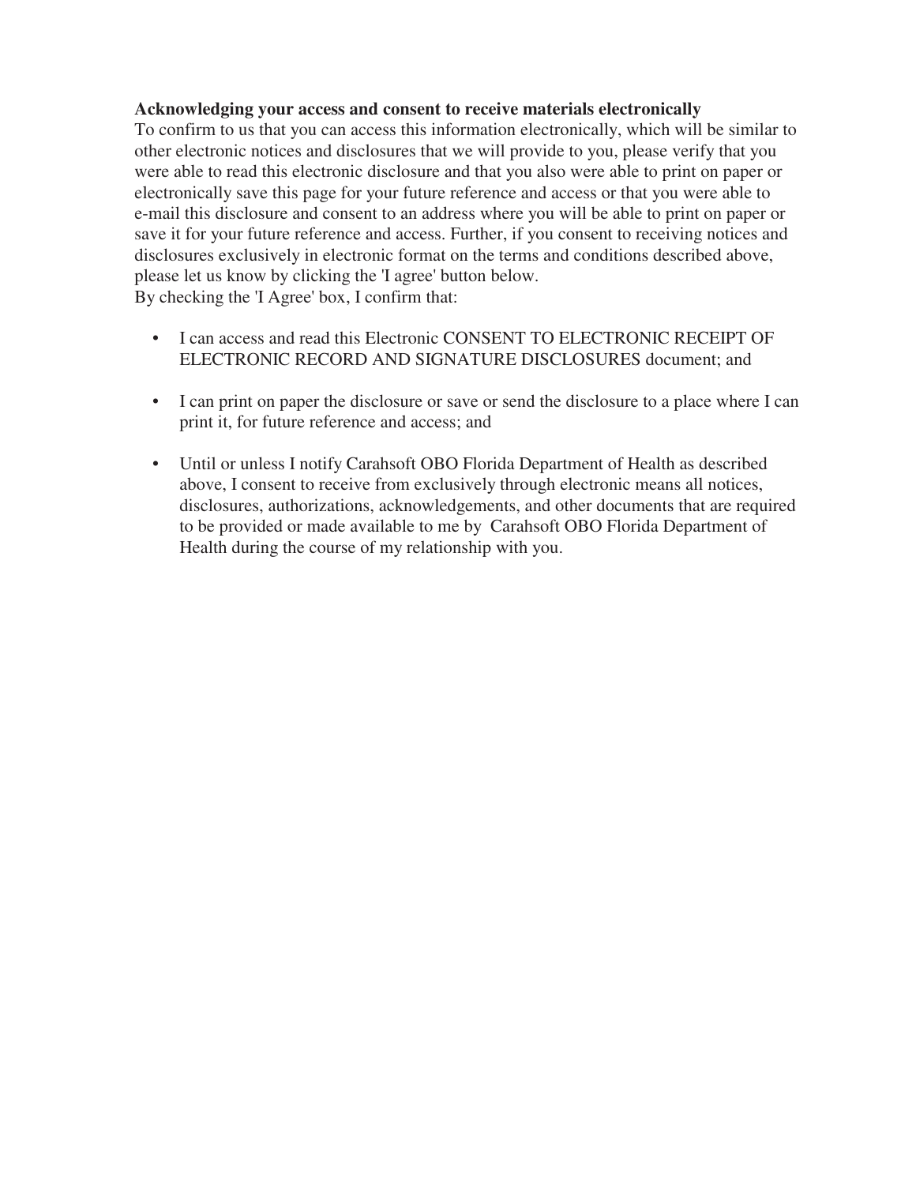**Acknowledging your access and consent to receive materials electronically**

To confirm to us that you can access this information electronically, which will be similar to other electronic notices and disclosures that we will provide to you, please verify that you were able to read this electronic disclosure and that you also were able to print on paper or electronically save this page for your future reference and access or that you were able to e-mail this disclosure and consent to an address where you will be able to print on paper or save it for your future reference and access. Further, if you consent to receiving notices and disclosures exclusively in electronic format on the terms and conditions described above, please let us know by clicking the 'I agree' button below.

By checking the 'I Agree' box, I confirm that:

- I can access and read this Electronic CONSENT TO ELECTRONIC RECEIPT OF ELECTRONIC RECORD AND SIGNATURE DISCLOSURES document; and
- I can print on paper the disclosure or save or send the disclosure to a place where I can print it, for future reference and access; and
- Until or unless I notify Carahsoft OBO Florida Department of Health as described above, I consent to receive from exclusively through electronic means all notices, disclosures, authorizations, acknowledgements, and other documents that are required to be provided or made available to me by Carahsoft OBO Florida Department of Health during the course of my relationship with you.